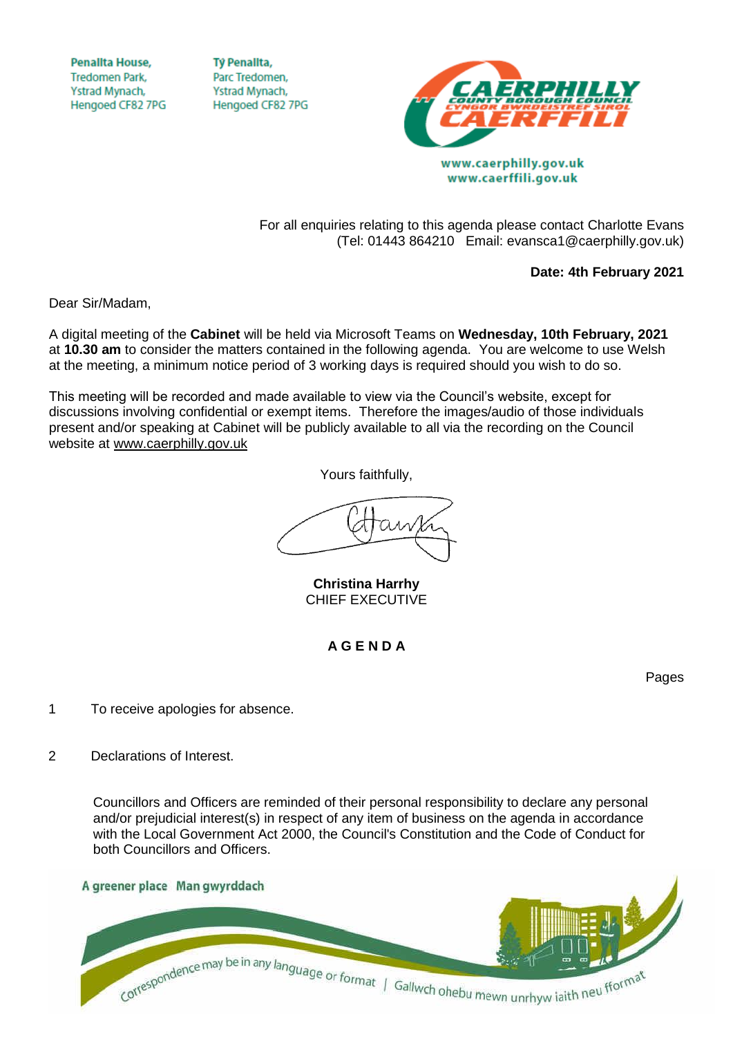Penallta House,
Tredomen Park,
Ystrad Mynach,
Hengoed CF82 7PG

Tŷ Penallta,
Parc Tredomen,
Ystrad Mynach,
Hengoed CF82 7PG

www.caerphilly.gov.uk
www.caerffili.gov.uk

For all enquiries relating to this agenda please contact Charlotte Evans
(Tel: 01443 864210 Email: evansca1@caerphilly.gov.uk)

**Date: 4th February 2021**

Dear Sir/Madam,

A digital meeting of the **Cabinet** will be held via Microsoft Teams on **Wednesday, 10th February, 2021** at **10.30 am** to consider the matters contained in the following agenda. You are welcome to use Welsh at the meeting, a minimum notice period of 3 working days is required should you wish to do so.

This meeting will be recorded and made available to view via the Council's website, except for discussions involving confidential or exempt items. Therefore the images/audio of those individuals present and/or speaking at Cabinet will be publicly available to all via the recording on the Council website at www.caerphilly.gov.uk

Yours faithfully,

**Christina Harrhy**
CHIEF EXECUTIVE

## A G E N D A

Pages

1 To receive apologies for absence.

2 Declarations of Interest.

Councillors and Officers are reminded of their personal responsibility to declare any personal and/or prejudicial interest(s) in respect of any item of business on the agenda in accordance with the Local Government Act 2000, the Council's Constitution and the Code of Conduct for both Councillors and Officers.

A greener place Man gwyrddach

Correspondence may be in any language or format | Gallwch ohebu mewn unrhyw iaith neu fformat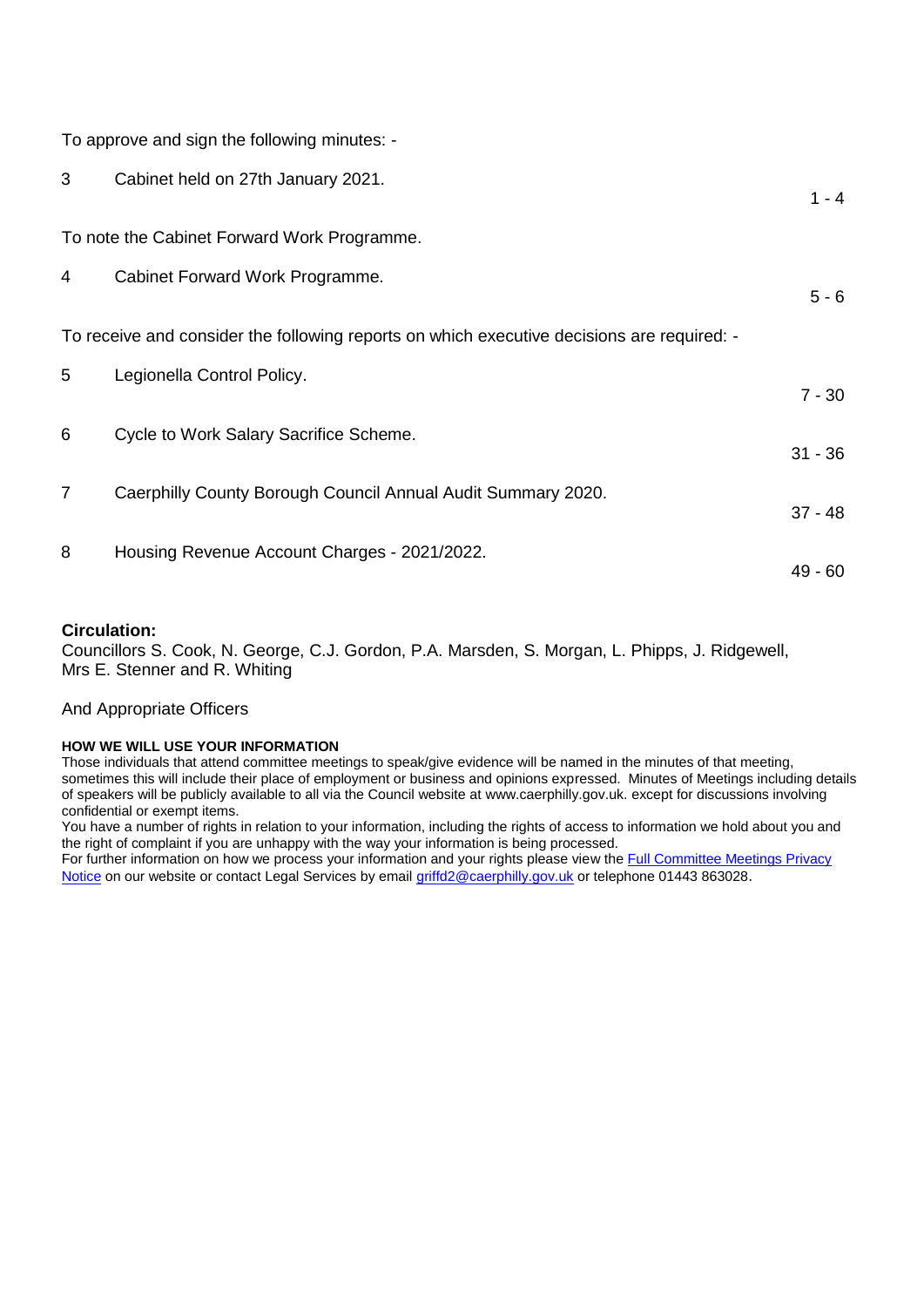To approve and sign the following minutes: -

| | | |
|---|---|---|
| 3 | Cabinet held on 27th January 2021. | 1 - 4 |

To note the Cabinet Forward Work Programme.

| | | |
|---|---|---|
| 4 | Cabinet Forward Work Programme. | 5 - 6 |

To receive and consider the following reports on which executive decisions are required: -

| | | |
|---|---|---|
| 5 | Legionella Control Policy. | 7 - 30 |
| 6 | Cycle to Work Salary Sacrifice Scheme. | 31 - 36 |
| 7 | Caerphilly County Borough Council Annual Audit Summary 2020. | 37 - 48 |
| 8 | Housing Revenue Account Charges - 2021/2022. | 49 - 60 |

**Circulation:**
Councillors S. Cook, N. George, C.J. Gordon, P.A. Marsden, S. Morgan, L. Phipps, J. Ridgewell, Mrs E. Stenner and R. Whiting

And Appropriate Officers

**HOW WE WILL USE YOUR INFORMATION**
Those individuals that attend committee meetings to speak/give evidence will be named in the minutes of that meeting, sometimes this will include their place of employment or business and opinions expressed. Minutes of Meetings including details of speakers will be publicly available to all via the Council website at www.caerphilly.gov.uk. except for discussions involving confidential or exempt items.
You have a number of rights in relation to your information, including the rights of access to information we hold about you and the right of complaint if you are unhappy with the way your information is being processed.
For further information on how we process your information and your rights please view the Full Committee Meetings Privacy Notice on our website or contact Legal Services by email griffd2@caerphilly.gov.uk or telephone 01443 863028.